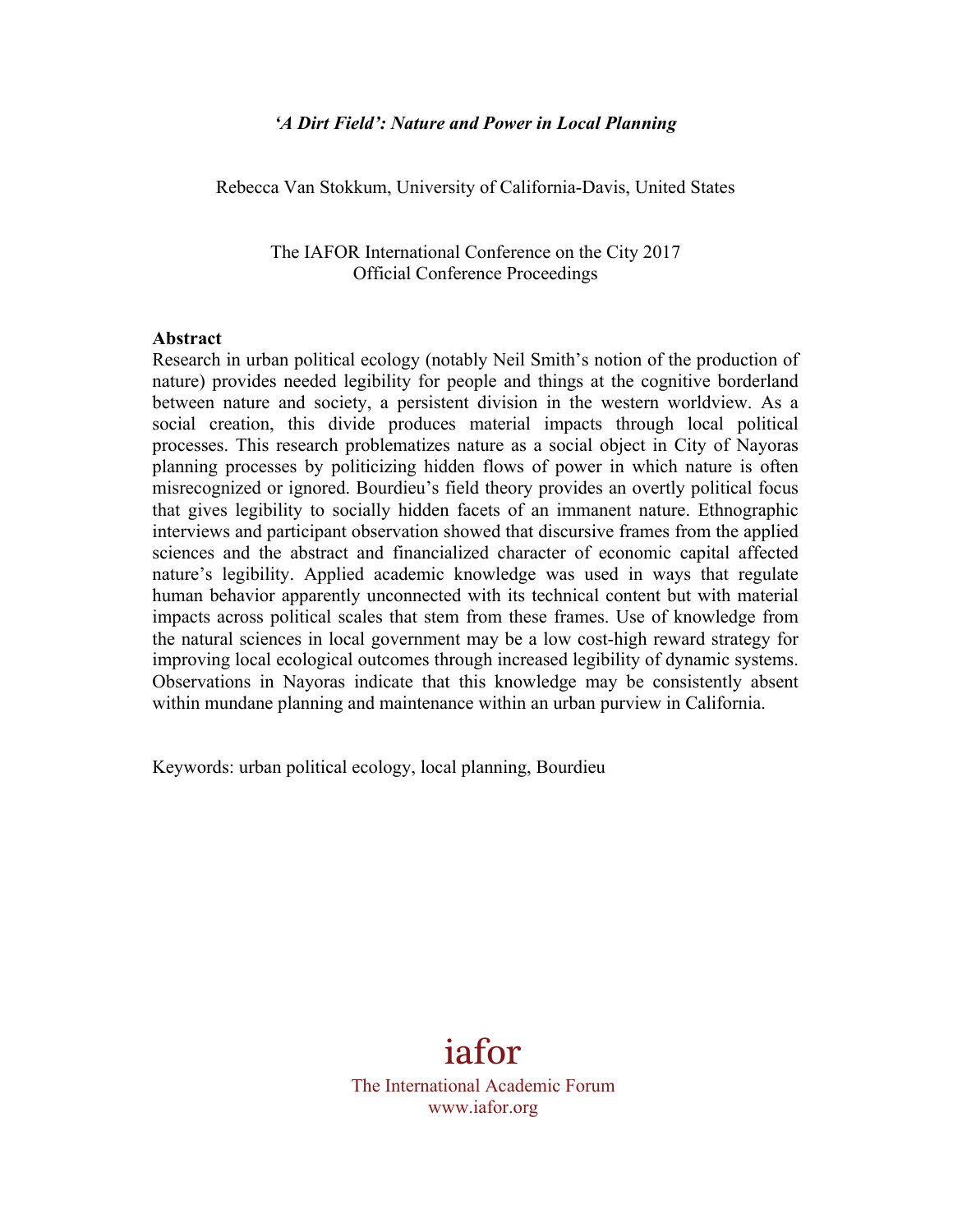***'A Dirt Field': Nature and Power in Local Planning***

Rebecca Van Stokkum, University of California-Davis, United States

The IAFOR International Conference on the City 2017
Official Conference Proceedings

**Abstract**

Research in urban political ecology (notably Neil Smith's notion of the production of nature) provides needed legibility for people and things at the cognitive borderland between nature and society, a persistent division in the western worldview. As a social creation, this divide produces material impacts through local political processes. This research problematizes nature as a social object in City of Nayoras planning processes by politicizing hidden flows of power in which nature is often misrecognized or ignored. Bourdieu's field theory provides an overtly political focus that gives legibility to socially hidden facets of an immanent nature. Ethnographic interviews and participant observation showed that discursive frames from the applied sciences and the abstract and financialized character of economic capital affected nature's legibility. Applied academic knowledge was used in ways that regulate human behavior apparently unconnected with its technical content but with material impacts across political scales that stem from these frames. Use of knowledge from the natural sciences in local government may be a low cost-high reward strategy for improving local ecological outcomes through increased legibility of dynamic systems. Observations in Nayoras indicate that this knowledge may be consistently absent within mundane planning and maintenance within an urban purview in California.

Keywords: urban political ecology, local planning, Bourdieu

iafor
The International Academic Forum
www.iafor.org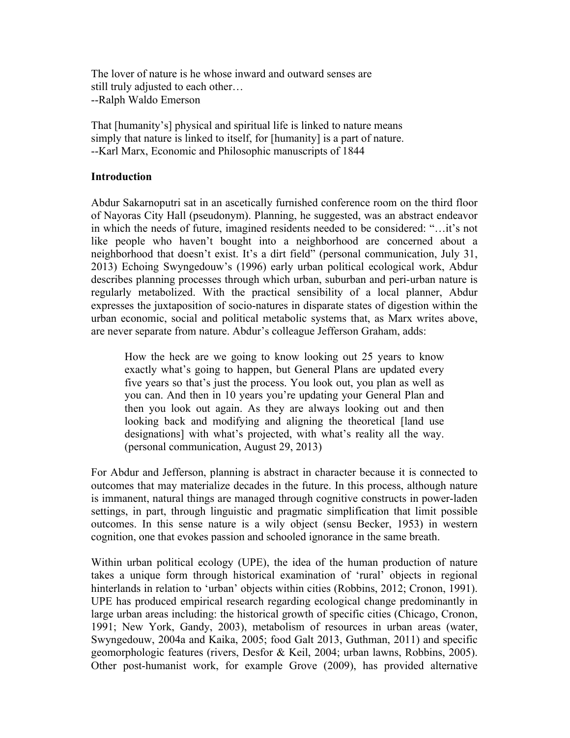The lover of nature is he whose inward and outward senses are
still truly adjusted to each other…
--Ralph Waldo Emerson

That [humanity's] physical and spiritual life is linked to nature means
simply that nature is linked to itself, for [humanity] is a part of nature.
--Karl Marx, Economic and Philosophic manuscripts of 1844

## Introduction

Abdur Sakarnoputri sat in an ascetically furnished conference room on the third floor of Nayoras City Hall (pseudonym). Planning, he suggested, was an abstract endeavor in which the needs of future, imagined residents needed to be considered: "…it's not like people who haven't bought into a neighborhood are concerned about a neighborhood that doesn't exist. It's a dirt field" (personal communication, July 31, 2013) Echoing Swyngedouw's (1996) early urban political ecological work, Abdur describes planning processes through which urban, suburban and peri-urban nature is regularly metabolized. With the practical sensibility of a local planner, Abdur expresses the juxtaposition of socio-natures in disparate states of digestion within the urban economic, social and political metabolic systems that, as Marx writes above, are never separate from nature. Abdur's colleague Jefferson Graham, adds:

> How the heck are we going to know looking out 25 years to know exactly what's going to happen, but General Plans are updated every five years so that's just the process. You look out, you plan as well as you can. And then in 10 years you're updating your General Plan and then you look out again. As they are always looking out and then looking back and modifying and aligning the theoretical [land use designations] with what's projected, with what's reality all the way. (personal communication, August 29, 2013)

For Abdur and Jefferson, planning is abstract in character because it is connected to outcomes that may materialize decades in the future. In this process, although nature is immanent, natural things are managed through cognitive constructs in power-laden settings, in part, through linguistic and pragmatic simplification that limit possible outcomes. In this sense nature is a wily object (sensu Becker, 1953) in western cognition, one that evokes passion and schooled ignorance in the same breath.

Within urban political ecology (UPE), the idea of the human production of nature takes a unique form through historical examination of 'rural' objects in regional hinterlands in relation to 'urban' objects within cities (Robbins, 2012; Cronon, 1991). UPE has produced empirical research regarding ecological change predominantly in large urban areas including: the historical growth of specific cities (Chicago, Cronon, 1991; New York, Gandy, 2003), metabolism of resources in urban areas (water, Swyngedouw, 2004a and Kaika, 2005; food Galt 2013, Guthman, 2011) and specific geomorphologic features (rivers, Desfor & Keil, 2004; urban lawns, Robbins, 2005). Other post-humanist work, for example Grove (2009), has provided alternative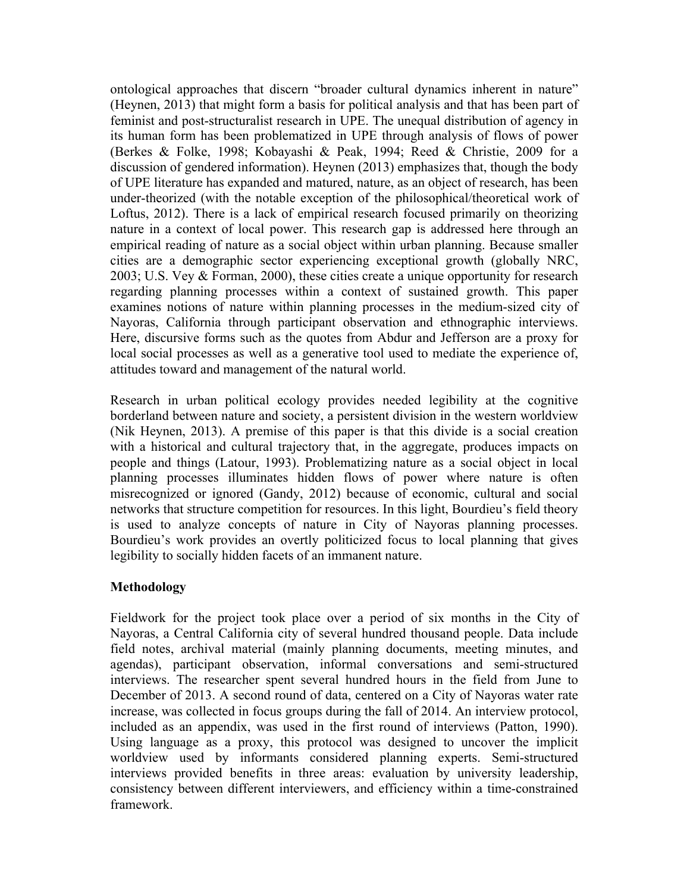ontological approaches that discern "broader cultural dynamics inherent in nature" (Heynen, 2013) that might form a basis for political analysis and that has been part of feminist and post-structuralist research in UPE. The unequal distribution of agency in its human form has been problematized in UPE through analysis of flows of power (Berkes & Folke, 1998; Kobayashi & Peak, 1994; Reed & Christie, 2009 for a discussion of gendered information). Heynen (2013) emphasizes that, though the body of UPE literature has expanded and matured, nature, as an object of research, has been under-theorized (with the notable exception of the philosophical/theoretical work of Loftus, 2012). There is a lack of empirical research focused primarily on theorizing nature in a context of local power. This research gap is addressed here through an empirical reading of nature as a social object within urban planning. Because smaller cities are a demographic sector experiencing exceptional growth (globally NRC, 2003; U.S. Vey & Forman, 2000), these cities create a unique opportunity for research regarding planning processes within a context of sustained growth. This paper examines notions of nature within planning processes in the medium-sized city of Nayoras, California through participant observation and ethnographic interviews. Here, discursive forms such as the quotes from Abdur and Jefferson are a proxy for local social processes as well as a generative tool used to mediate the experience of, attitudes toward and management of the natural world.

Research in urban political ecology provides needed legibility at the cognitive borderland between nature and society, a persistent division in the western worldview (Nik Heynen, 2013). A premise of this paper is that this divide is a social creation with a historical and cultural trajectory that, in the aggregate, produces impacts on people and things (Latour, 1993). Problematizing nature as a social object in local planning processes illuminates hidden flows of power where nature is often misrecognized or ignored (Gandy, 2012) because of economic, cultural and social networks that structure competition for resources. In this light, Bourdieu's field theory is used to analyze concepts of nature in City of Nayoras planning processes. Bourdieu's work provides an overtly politicized focus to local planning that gives legibility to socially hidden facets of an immanent nature.

## Methodology

Fieldwork for the project took place over a period of six months in the City of Nayoras, a Central California city of several hundred thousand people. Data include field notes, archival material (mainly planning documents, meeting minutes, and agendas), participant observation, informal conversations and semi-structured interviews. The researcher spent several hundred hours in the field from June to December of 2013. A second round of data, centered on a City of Nayoras water rate increase, was collected in focus groups during the fall of 2014. An interview protocol, included as an appendix, was used in the first round of interviews (Patton, 1990). Using language as a proxy, this protocol was designed to uncover the implicit worldview used by informants considered planning experts. Semi-structured interviews provided benefits in three areas: evaluation by university leadership, consistency between different interviewers, and efficiency within a time-constrained framework.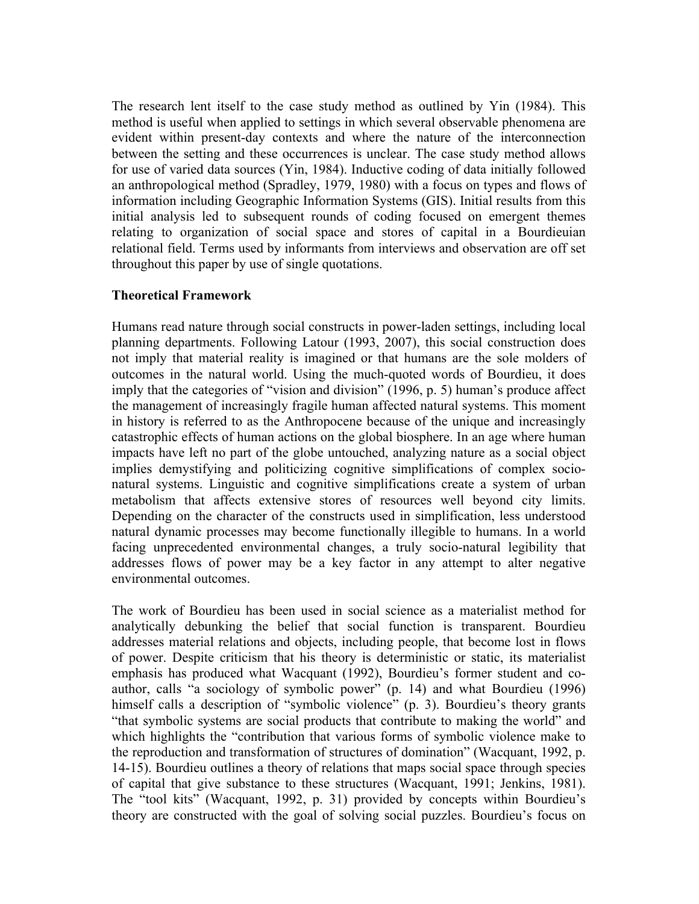The research lent itself to the case study method as outlined by Yin (1984). This method is useful when applied to settings in which several observable phenomena are evident within present-day contexts and where the nature of the interconnection between the setting and these occurrences is unclear. The case study method allows for use of varied data sources (Yin, 1984). Inductive coding of data initially followed an anthropological method (Spradley, 1979, 1980) with a focus on types and flows of information including Geographic Information Systems (GIS). Initial results from this initial analysis led to subsequent rounds of coding focused on emergent themes relating to organization of social space and stores of capital in a Bourdieuian relational field. Terms used by informants from interviews and observation are off set throughout this paper by use of single quotations.

**Theoretical Framework**

Humans read nature through social constructs in power-laden settings, including local planning departments. Following Latour (1993, 2007), this social construction does not imply that material reality is imagined or that humans are the sole molders of outcomes in the natural world. Using the much-quoted words of Bourdieu, it does imply that the categories of "vision and division" (1996, p. 5) human's produce affect the management of increasingly fragile human affected natural systems. This moment in history is referred to as the Anthropocene because of the unique and increasingly catastrophic effects of human actions on the global biosphere. In an age where human impacts have left no part of the globe untouched, analyzing nature as a social object implies demystifying and politicizing cognitive simplifications of complex socio-natural systems. Linguistic and cognitive simplifications create a system of urban metabolism that affects extensive stores of resources well beyond city limits. Depending on the character of the constructs used in simplification, less understood natural dynamic processes may become functionally illegible to humans. In a world facing unprecedented environmental changes, a truly socio-natural legibility that addresses flows of power may be a key factor in any attempt to alter negative environmental outcomes.

The work of Bourdieu has been used in social science as a materialist method for analytically debunking the belief that social function is transparent. Bourdieu addresses material relations and objects, including people, that become lost in flows of power. Despite criticism that his theory is deterministic or static, its materialist emphasis has produced what Wacquant (1992), Bourdieu's former student and co-author, calls "a sociology of symbolic power" (p. 14) and what Bourdieu (1996) himself calls a description of "symbolic violence" (p. 3). Bourdieu's theory grants "that symbolic systems are social products that contribute to making the world" and which highlights the "contribution that various forms of symbolic violence make to the reproduction and transformation of structures of domination" (Wacquant, 1992, p. 14-15). Bourdieu outlines a theory of relations that maps social space through species of capital that give substance to these structures (Wacquant, 1991; Jenkins, 1981). The "tool kits" (Wacquant, 1992, p. 31) provided by concepts within Bourdieu's theory are constructed with the goal of solving social puzzles. Bourdieu's focus on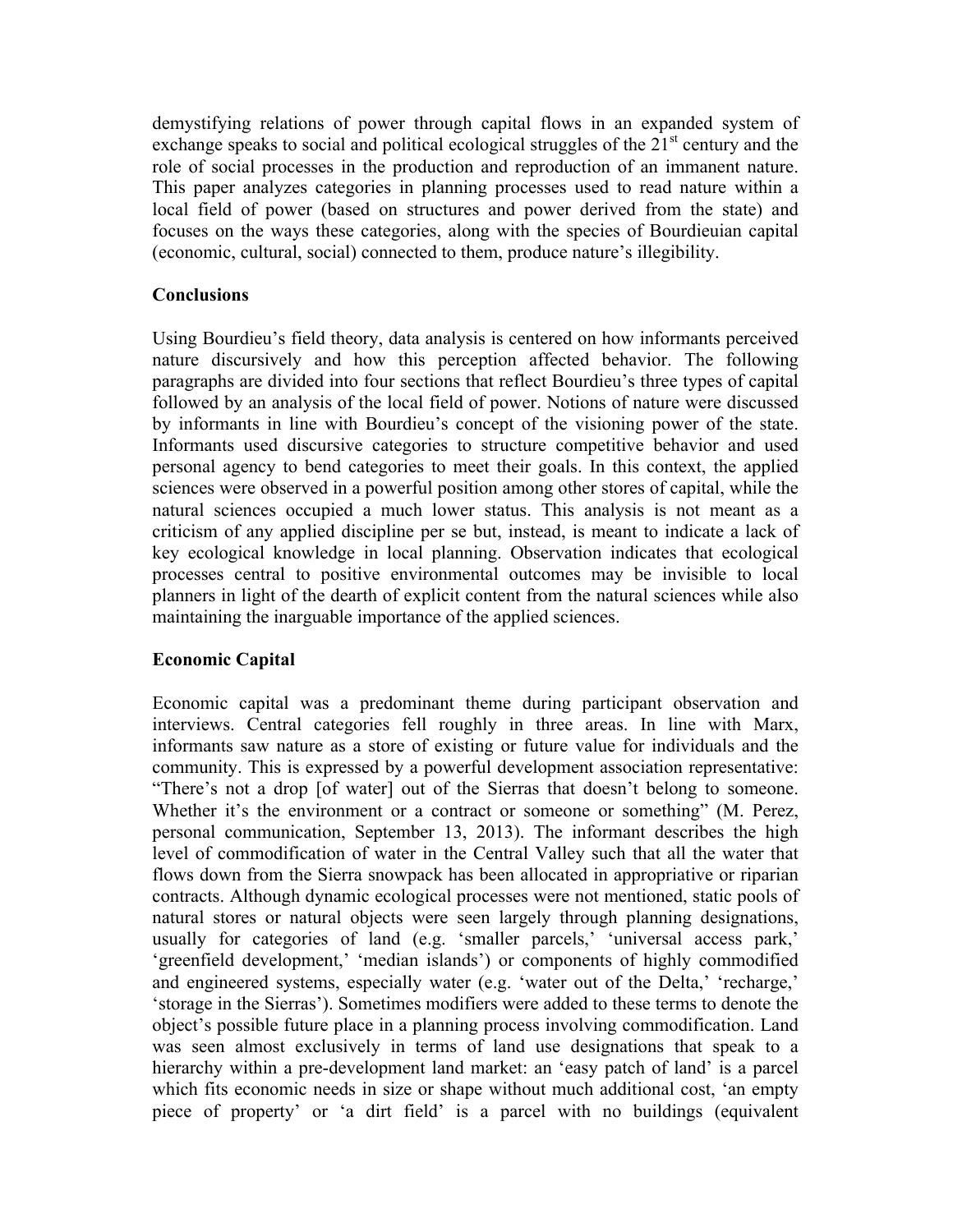demystifying relations of power through capital flows in an expanded system of exchange speaks to social and political ecological struggles of the 21st century and the role of social processes in the production and reproduction of an immanent nature. This paper analyzes categories in planning processes used to read nature within a local field of power (based on structures and power derived from the state) and focuses on the ways these categories, along with the species of Bourdieuian capital (economic, cultural, social) connected to them, produce nature's illegibility.

**Conclusions**

Using Bourdieu's field theory, data analysis is centered on how informants perceived nature discursively and how this perception affected behavior. The following paragraphs are divided into four sections that reflect Bourdieu's three types of capital followed by an analysis of the local field of power. Notions of nature were discussed by informants in line with Bourdieu's concept of the visioning power of the state. Informants used discursive categories to structure competitive behavior and used personal agency to bend categories to meet their goals. In this context, the applied sciences were observed in a powerful position among other stores of capital, while the natural sciences occupied a much lower status. This analysis is not meant as a criticism of any applied discipline per se but, instead, is meant to indicate a lack of key ecological knowledge in local planning. Observation indicates that ecological processes central to positive environmental outcomes may be invisible to local planners in light of the dearth of explicit content from the natural sciences while also maintaining the inarguable importance of the applied sciences.

**Economic Capital**

Economic capital was a predominant theme during participant observation and interviews. Central categories fell roughly in three areas. In line with Marx, informants saw nature as a store of existing or future value for individuals and the community. This is expressed by a powerful development association representative: "There's not a drop [of water] out of the Sierras that doesn't belong to someone. Whether it's the environment or a contract or someone or something" (M. Perez, personal communication, September 13, 2013). The informant describes the high level of commodification of water in the Central Valley such that all the water that flows down from the Sierra snowpack has been allocated in appropriative or riparian contracts. Although dynamic ecological processes were not mentioned, static pools of natural stores or natural objects were seen largely through planning designations, usually for categories of land (e.g. 'smaller parcels,' 'universal access park,' 'greenfield development,' 'median islands') or components of highly commodified and engineered systems, especially water (e.g. 'water out of the Delta,' 'recharge,' 'storage in the Sierras'). Sometimes modifiers were added to these terms to denote the object's possible future place in a planning process involving commodification. Land was seen almost exclusively in terms of land use designations that speak to a hierarchy within a pre-development land market: an 'easy patch of land' is a parcel which fits economic needs in size or shape without much additional cost, 'an empty piece of property' or 'a dirt field' is a parcel with no buildings (equivalent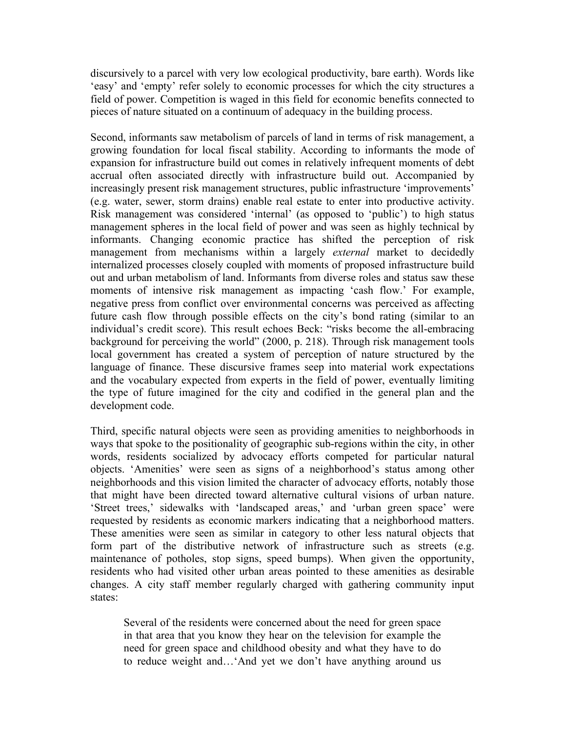discursively to a parcel with very low ecological productivity, bare earth). Words like 'easy' and 'empty' refer solely to economic processes for which the city structures a field of power. Competition is waged in this field for economic benefits connected to pieces of nature situated on a continuum of adequacy in the building process.

Second, informants saw metabolism of parcels of land in terms of risk management, a growing foundation for local fiscal stability. According to informants the mode of expansion for infrastructure build out comes in relatively infrequent moments of debt accrual often associated directly with infrastructure build out. Accompanied by increasingly present risk management structures, public infrastructure 'improvements' (e.g. water, sewer, storm drains) enable real estate to enter into productive activity. Risk management was considered 'internal' (as opposed to 'public') to high status management spheres in the local field of power and was seen as highly technical by informants. Changing economic practice has shifted the perception of risk management from mechanisms within a largely *external* market to decidedly internalized processes closely coupled with moments of proposed infrastructure build out and urban metabolism of land. Informants from diverse roles and status saw these moments of intensive risk management as impacting 'cash flow.' For example, negative press from conflict over environmental concerns was perceived as affecting future cash flow through possible effects on the city's bond rating (similar to an individual's credit score). This result echoes Beck: "risks become the all-embracing background for perceiving the world" (2000, p. 218). Through risk management tools local government has created a system of perception of nature structured by the language of finance. These discursive frames seep into material work expectations and the vocabulary expected from experts in the field of power, eventually limiting the type of future imagined for the city and codified in the general plan and the development code.

Third, specific natural objects were seen as providing amenities to neighborhoods in ways that spoke to the positionality of geographic sub-regions within the city, in other words, residents socialized by advocacy efforts competed for particular natural objects. 'Amenities' were seen as signs of a neighborhood's status among other neighborhoods and this vision limited the character of advocacy efforts, notably those that might have been directed toward alternative cultural visions of urban nature. 'Street trees,' sidewalks with 'landscaped areas,' and 'urban green space' were requested by residents as economic markers indicating that a neighborhood matters. These amenities were seen as similar in category to other less natural objects that form part of the distributive network of infrastructure such as streets (e.g. maintenance of potholes, stop signs, speed bumps). When given the opportunity, residents who had visited other urban areas pointed to these amenities as desirable changes. A city staff member regularly charged with gathering community input states:

> Several of the residents were concerned about the need for green space in that area that you know they hear on the television for example the need for green space and childhood obesity and what they have to do to reduce weight and…'And yet we don't have anything around us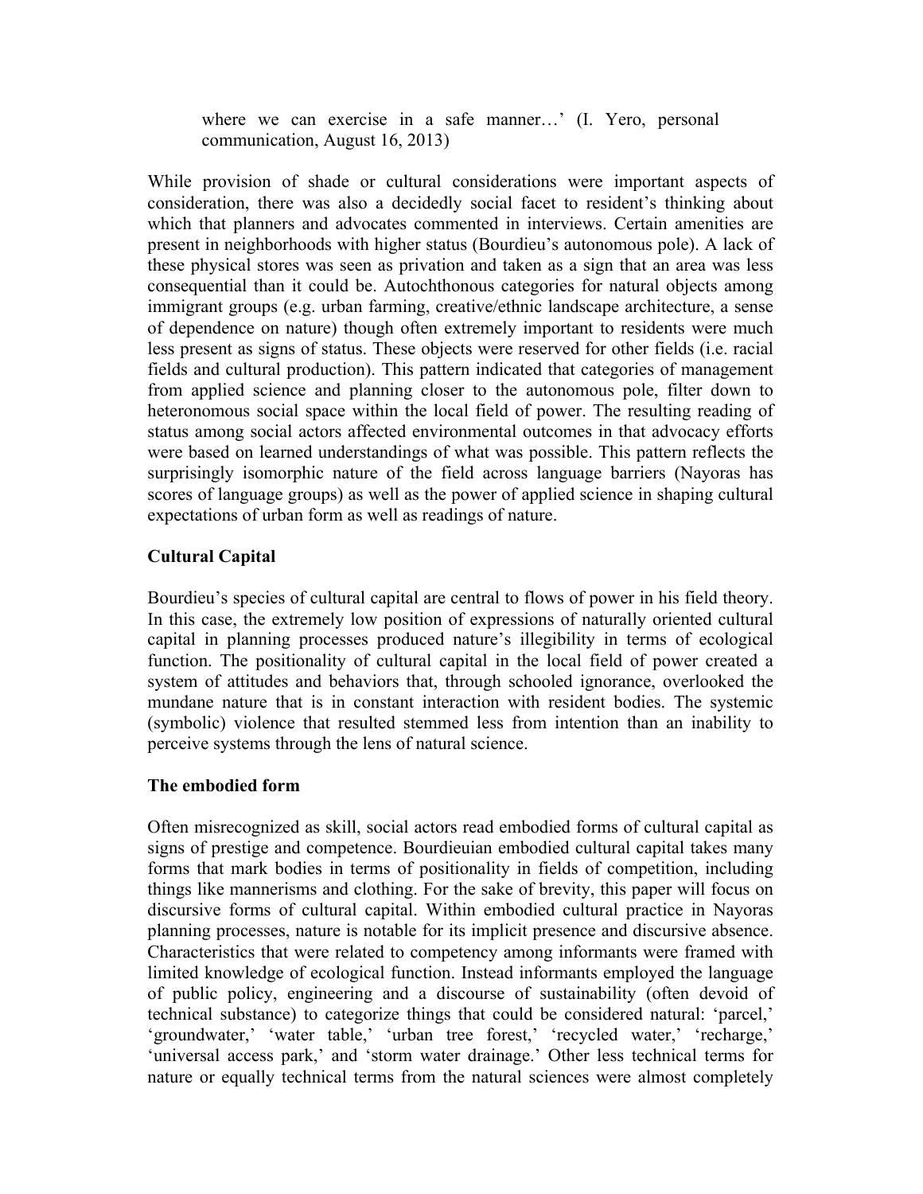> where we can exercise in a safe manner…' (I. Yero, personal communication, August 16, 2013)

While provision of shade or cultural considerations were important aspects of consideration, there was also a decidedly social facet to resident's thinking about which that planners and advocates commented in interviews. Certain amenities are present in neighborhoods with higher status (Bourdieu's autonomous pole). A lack of these physical stores was seen as privation and taken as a sign that an area was less consequential than it could be. Autochthonous categories for natural objects among immigrant groups (e.g. urban farming, creative/ethnic landscape architecture, a sense of dependence on nature) though often extremely important to residents were much less present as signs of status. These objects were reserved for other fields (i.e. racial fields and cultural production). This pattern indicated that categories of management from applied science and planning closer to the autonomous pole, filter down to heteronomous social space within the local field of power. The resulting reading of status among social actors affected environmental outcomes in that advocacy efforts were based on learned understandings of what was possible. This pattern reflects the surprisingly isomorphic nature of the field across language barriers (Nayoras has scores of language groups) as well as the power of applied science in shaping cultural expectations of urban form as well as readings of nature.

**Cultural Capital**

Bourdieu's species of cultural capital are central to flows of power in his field theory. In this case, the extremely low position of expressions of naturally oriented cultural capital in planning processes produced nature's illegibility in terms of ecological function. The positionality of cultural capital in the local field of power created a system of attitudes and behaviors that, through schooled ignorance, overlooked the mundane nature that is in constant interaction with resident bodies. The systemic (symbolic) violence that resulted stemmed less from intention than an inability to perceive systems through the lens of natural science.

**The embodied form**

Often misrecognized as skill, social actors read embodied forms of cultural capital as signs of prestige and competence. Bourdieuian embodied cultural capital takes many forms that mark bodies in terms of positionality in fields of competition, including things like mannerisms and clothing. For the sake of brevity, this paper will focus on discursive forms of cultural capital. Within embodied cultural practice in Nayoras planning processes, nature is notable for its implicit presence and discursive absence. Characteristics that were related to competency among informants were framed with limited knowledge of ecological function. Instead informants employed the language of public policy, engineering and a discourse of sustainability (often devoid of technical substance) to categorize things that could be considered natural: 'parcel,' 'groundwater,' 'water table,' 'urban tree forest,' 'recycled water,' 'recharge,' 'universal access park,' and 'storm water drainage.' Other less technical terms for nature or equally technical terms from the natural sciences were almost completely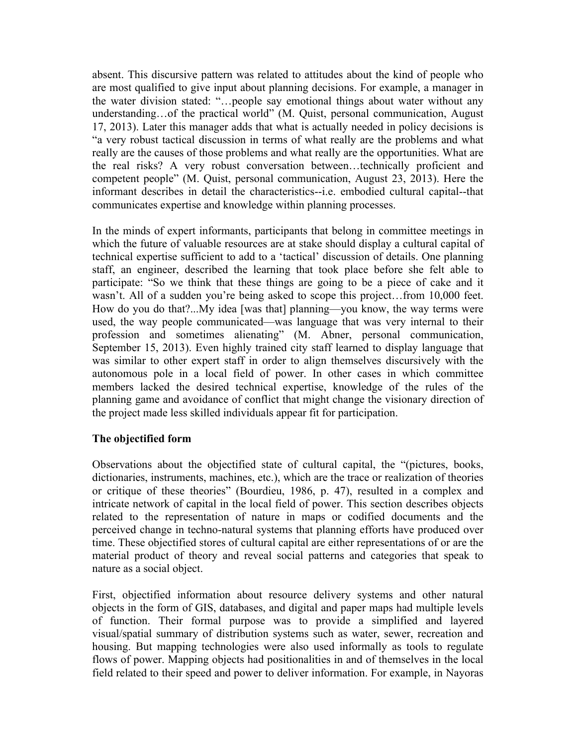absent. This discursive pattern was related to attitudes about the kind of people who are most qualified to give input about planning decisions. For example, a manager in the water division stated: "…people say emotional things about water without any understanding…of the practical world" (M. Quist, personal communication, August 17, 2013). Later this manager adds that what is actually needed in policy decisions is "a very robust tactical discussion in terms of what really are the problems and what really are the causes of those problems and what really are the opportunities. What are the real risks? A very robust conversation between…technically proficient and competent people" (M. Quist, personal communication, August 23, 2013). Here the informant describes in detail the characteristics--i.e. embodied cultural capital--that communicates expertise and knowledge within planning processes.

In the minds of expert informants, participants that belong in committee meetings in which the future of valuable resources are at stake should display a cultural capital of technical expertise sufficient to add to a 'tactical' discussion of details. One planning staff, an engineer, described the learning that took place before she felt able to participate: "So we think that these things are going to be a piece of cake and it wasn't. All of a sudden you're being asked to scope this project…from 10,000 feet. How do you do that?...My idea [was that] planning—you know, the way terms were used, the way people communicated—was language that was very internal to their profession and sometimes alienating" (M. Abner, personal communication, September 15, 2013). Even highly trained city staff learned to display language that was similar to other expert staff in order to align themselves discursively with the autonomous pole in a local field of power. In other cases in which committee members lacked the desired technical expertise, knowledge of the rules of the planning game and avoidance of conflict that might change the visionary direction of the project made less skilled individuals appear fit for participation.

**The objectified form**

Observations about the objectified state of cultural capital, the "(pictures, books, dictionaries, instruments, machines, etc.), which are the trace or realization of theories or critique of these theories" (Bourdieu, 1986, p. 47), resulted in a complex and intricate network of capital in the local field of power. This section describes objects related to the representation of nature in maps or codified documents and the perceived change in techno-natural systems that planning efforts have produced over time. These objectified stores of cultural capital are either representations of or are the material product of theory and reveal social patterns and categories that speak to nature as a social object.

First, objectified information about resource delivery systems and other natural objects in the form of GIS, databases, and digital and paper maps had multiple levels of function. Their formal purpose was to provide a simplified and layered visual/spatial summary of distribution systems such as water, sewer, recreation and housing. But mapping technologies were also used informally as tools to regulate flows of power. Mapping objects had positionalities in and of themselves in the local field related to their speed and power to deliver information. For example, in Nayoras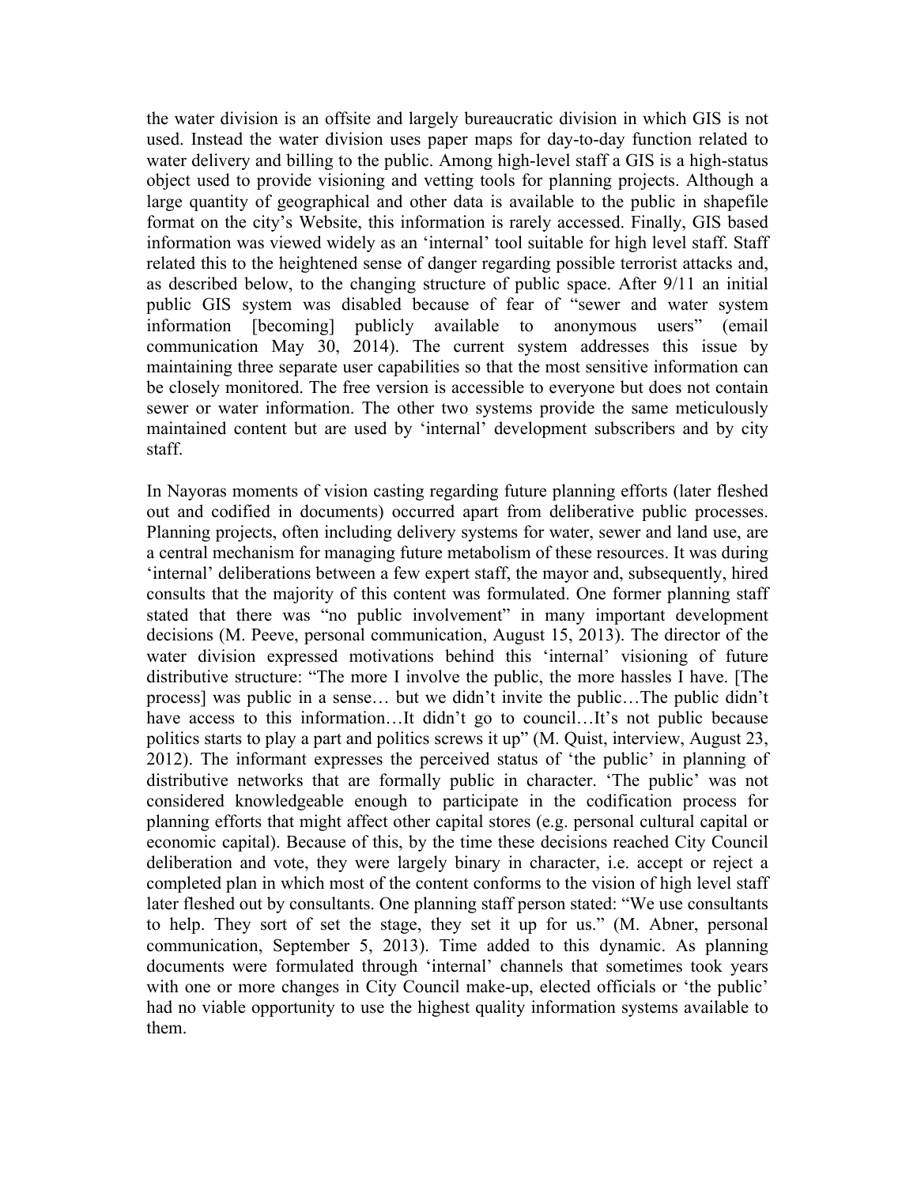the water division is an offsite and largely bureaucratic division in which GIS is not used. Instead the water division uses paper maps for day-to-day function related to water delivery and billing to the public. Among high-level staff a GIS is a high-status object used to provide visioning and vetting tools for planning projects. Although a large quantity of geographical and other data is available to the public in shapefile format on the city's Website, this information is rarely accessed. Finally, GIS based information was viewed widely as an 'internal' tool suitable for high level staff. Staff related this to the heightened sense of danger regarding possible terrorist attacks and, as described below, to the changing structure of public space. After 9/11 an initial public GIS system was disabled because of fear of "sewer and water system information [becoming] publicly available to anonymous users" (email communication May 30, 2014). The current system addresses this issue by maintaining three separate user capabilities so that the most sensitive information can be closely monitored. The free version is accessible to everyone but does not contain sewer or water information. The other two systems provide the same meticulously maintained content but are used by 'internal' development subscribers and by city staff.

In Nayoras moments of vision casting regarding future planning efforts (later fleshed out and codified in documents) occurred apart from deliberative public processes. Planning projects, often including delivery systems for water, sewer and land use, are a central mechanism for managing future metabolism of these resources. It was during 'internal' deliberations between a few expert staff, the mayor and, subsequently, hired consults that the majority of this content was formulated. One former planning staff stated that there was "no public involvement" in many important development decisions (M. Peeve, personal communication, August 15, 2013). The director of the water division expressed motivations behind this 'internal' visioning of future distributive structure: "The more I involve the public, the more hassles I have. [The process] was public in a sense… but we didn't invite the public…The public didn't have access to this information…It didn't go to council…It's not public because politics starts to play a part and politics screws it up" (M. Quist, interview, August 23, 2012). The informant expresses the perceived status of 'the public' in planning of distributive networks that are formally public in character. 'The public' was not considered knowledgeable enough to participate in the codification process for planning efforts that might affect other capital stores (e.g. personal cultural capital or economic capital). Because of this, by the time these decisions reached City Council deliberation and vote, they were largely binary in character, i.e. accept or reject a completed plan in which most of the content conforms to the vision of high level staff later fleshed out by consultants. One planning staff person stated: "We use consultants to help. They sort of set the stage, they set it up for us." (M. Abner, personal communication, September 5, 2013). Time added to this dynamic. As planning documents were formulated through 'internal' channels that sometimes took years with one or more changes in City Council make-up, elected officials or 'the public' had no viable opportunity to use the highest quality information systems available to them.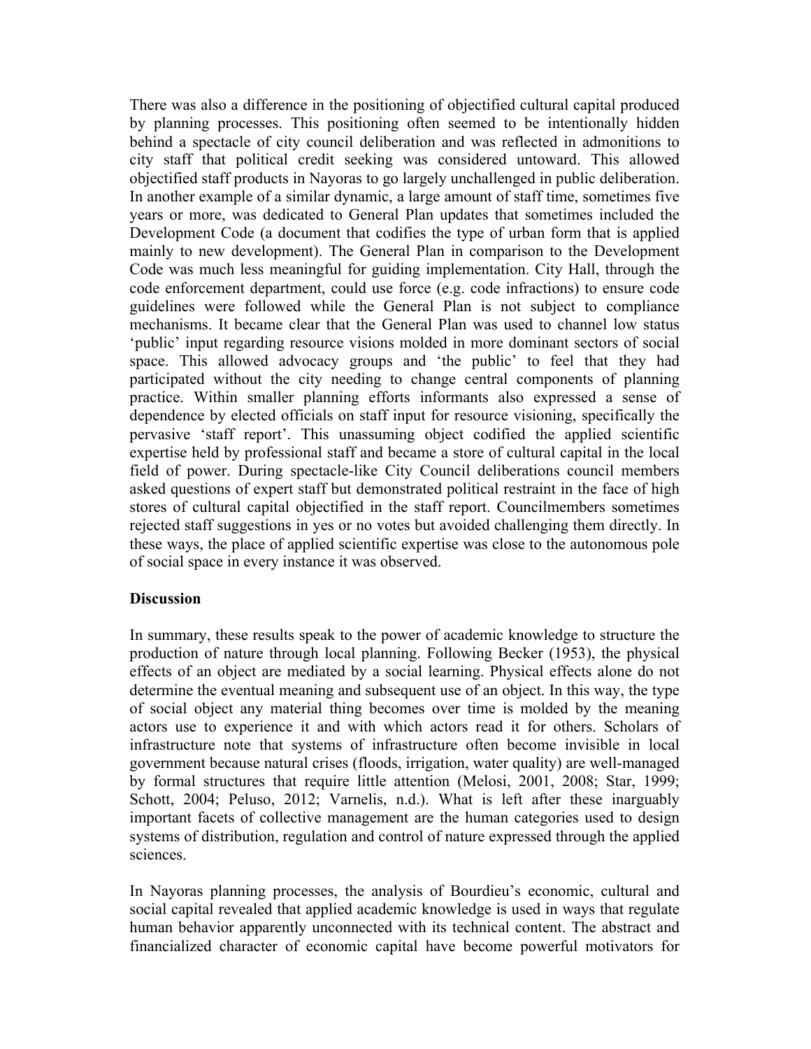There was also a difference in the positioning of objectified cultural capital produced by planning processes. This positioning often seemed to be intentionally hidden behind a spectacle of city council deliberation and was reflected in admonitions to city staff that political credit seeking was considered untoward. This allowed objectified staff products in Nayoras to go largely unchallenged in public deliberation. In another example of a similar dynamic, a large amount of staff time, sometimes five years or more, was dedicated to General Plan updates that sometimes included the Development Code (a document that codifies the type of urban form that is applied mainly to new development). The General Plan in comparison to the Development Code was much less meaningful for guiding implementation. City Hall, through the code enforcement department, could use force (e.g. code infractions) to ensure code guidelines were followed while the General Plan is not subject to compliance mechanisms. It became clear that the General Plan was used to channel low status 'public' input regarding resource visions molded in more dominant sectors of social space. This allowed advocacy groups and 'the public' to feel that they had participated without the city needing to change central components of planning practice. Within smaller planning efforts informants also expressed a sense of dependence by elected officials on staff input for resource visioning, specifically the pervasive 'staff report'. This unassuming object codified the applied scientific expertise held by professional staff and became a store of cultural capital in the local field of power. During spectacle-like City Council deliberations council members asked questions of expert staff but demonstrated political restraint in the face of high stores of cultural capital objectified in the staff report. Councilmembers sometimes rejected staff suggestions in yes or no votes but avoided challenging them directly. In these ways, the place of applied scientific expertise was close to the autonomous pole of social space in every instance it was observed.

**Discussion**

In summary, these results speak to the power of academic knowledge to structure the production of nature through local planning. Following Becker (1953), the physical effects of an object are mediated by a social learning. Physical effects alone do not determine the eventual meaning and subsequent use of an object. In this way, the type of social object any material thing becomes over time is molded by the meaning actors use to experience it and with which actors read it for others. Scholars of infrastructure note that systems of infrastructure often become invisible in local government because natural crises (floods, irrigation, water quality) are well-managed by formal structures that require little attention (Melosi, 2001, 2008; Star, 1999; Schott, 2004; Peluso, 2012; Varnelis, n.d.). What is left after these inarguably important facets of collective management are the human categories used to design systems of distribution, regulation and control of nature expressed through the applied sciences.

In Nayoras planning processes, the analysis of Bourdieu's economic, cultural and social capital revealed that applied academic knowledge is used in ways that regulate human behavior apparently unconnected with its technical content. The abstract and financialized character of economic capital have become powerful motivators for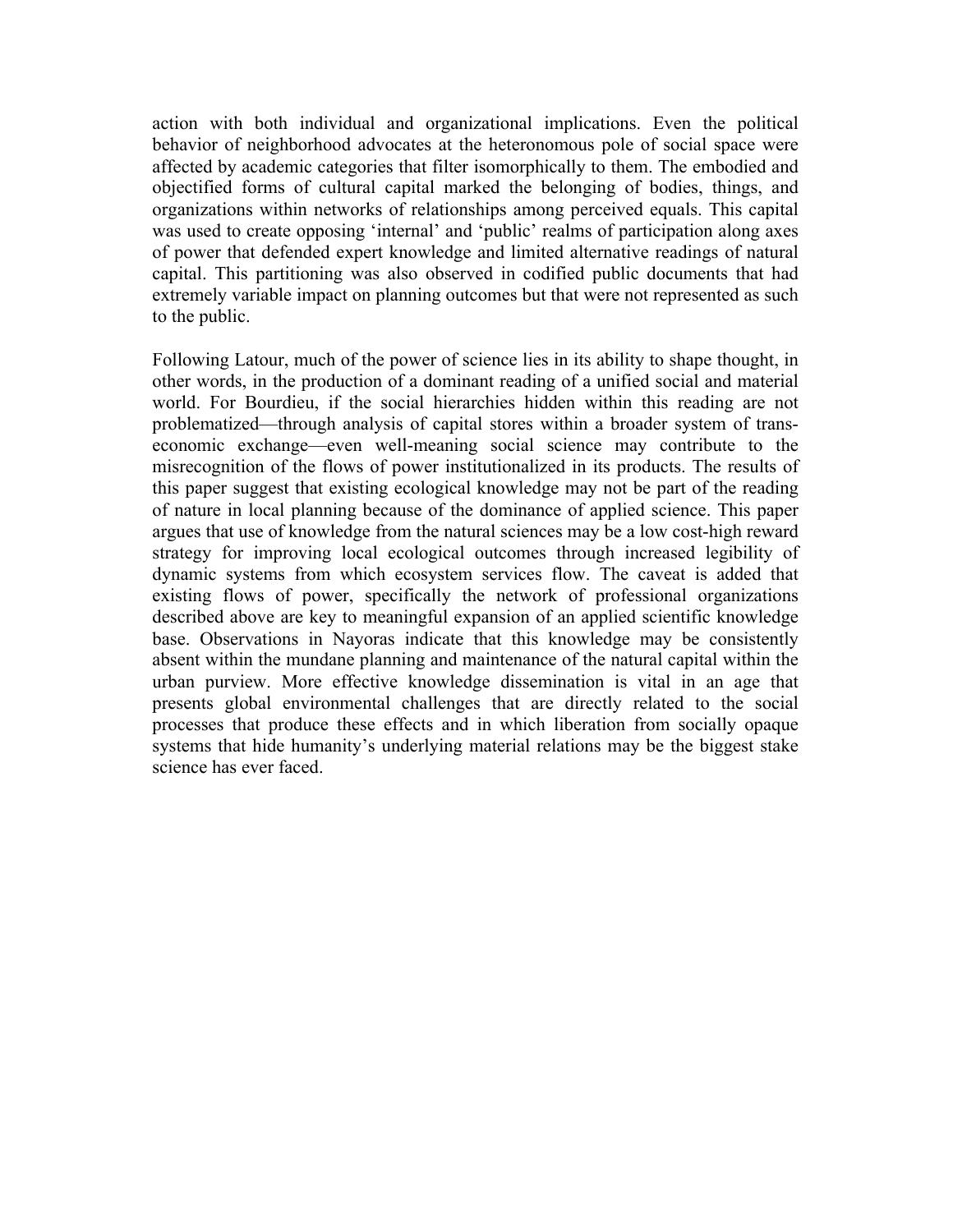action with both individual and organizational implications. Even the political behavior of neighborhood advocates at the heteronomous pole of social space were affected by academic categories that filter isomorphically to them. The embodied and objectified forms of cultural capital marked the belonging of bodies, things, and organizations within networks of relationships among perceived equals. This capital was used to create opposing 'internal' and 'public' realms of participation along axes of power that defended expert knowledge and limited alternative readings of natural capital. This partitioning was also observed in codified public documents that had extremely variable impact on planning outcomes but that were not represented as such to the public.

Following Latour, much of the power of science lies in its ability to shape thought, in other words, in the production of a dominant reading of a unified social and material world. For Bourdieu, if the social hierarchies hidden within this reading are not problematized—through analysis of capital stores within a broader system of trans-economic exchange—even well-meaning social science may contribute to the misrecognition of the flows of power institutionalized in its products. The results of this paper suggest that existing ecological knowledge may not be part of the reading of nature in local planning because of the dominance of applied science. This paper argues that use of knowledge from the natural sciences may be a low cost-high reward strategy for improving local ecological outcomes through increased legibility of dynamic systems from which ecosystem services flow. The caveat is added that existing flows of power, specifically the network of professional organizations described above are key to meaningful expansion of an applied scientific knowledge base. Observations in Nayoras indicate that this knowledge may be consistently absent within the mundane planning and maintenance of the natural capital within the urban purview. More effective knowledge dissemination is vital in an age that presents global environmental challenges that are directly related to the social processes that produce these effects and in which liberation from socially opaque systems that hide humanity's underlying material relations may be the biggest stake science has ever faced.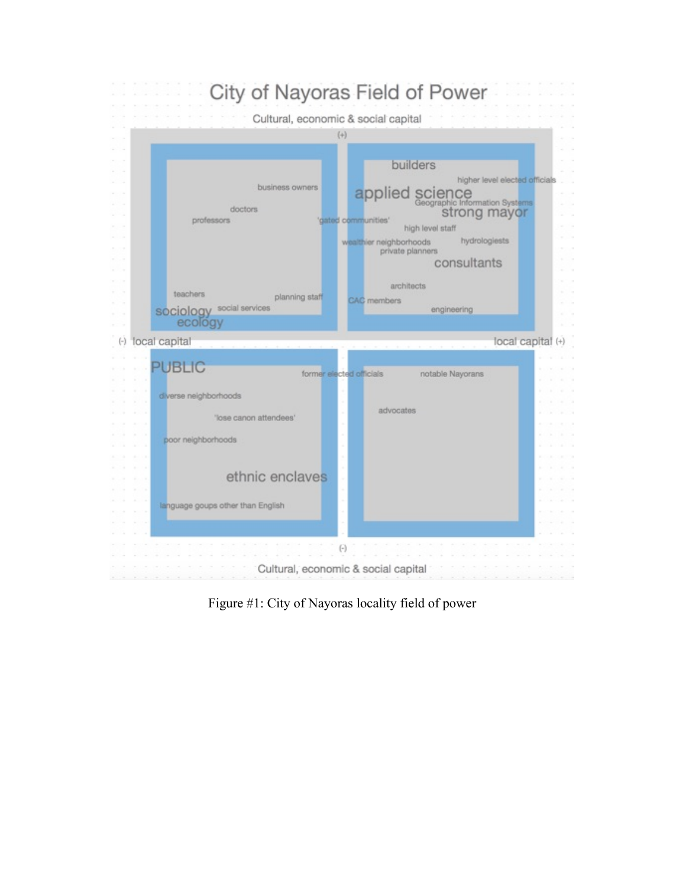# City of Nayoras Field of Power

Cultural, economic & social capital

(+)

builders

higher level elected officials

business owners

applied science

Geographic Information Systems

doctors

strong mayor

professors

'gated communities'

high level staff

wealthier neighborhoods

hydrologiests

private planners

consultants

architects

teachers

planning staff

CAC members

engineering

sociology

social services

ecology

(-) local capital

local capital (+)

PUBLIC

former elected officials

notable Nayorans

diverse neighborhoods

advocates

'lose canon attendees'

poor neighborhoods

ethnic enclaves

language goups other than English

(-)

Cultural, economic & social capital

Figure #1: City of Nayoras locality field of power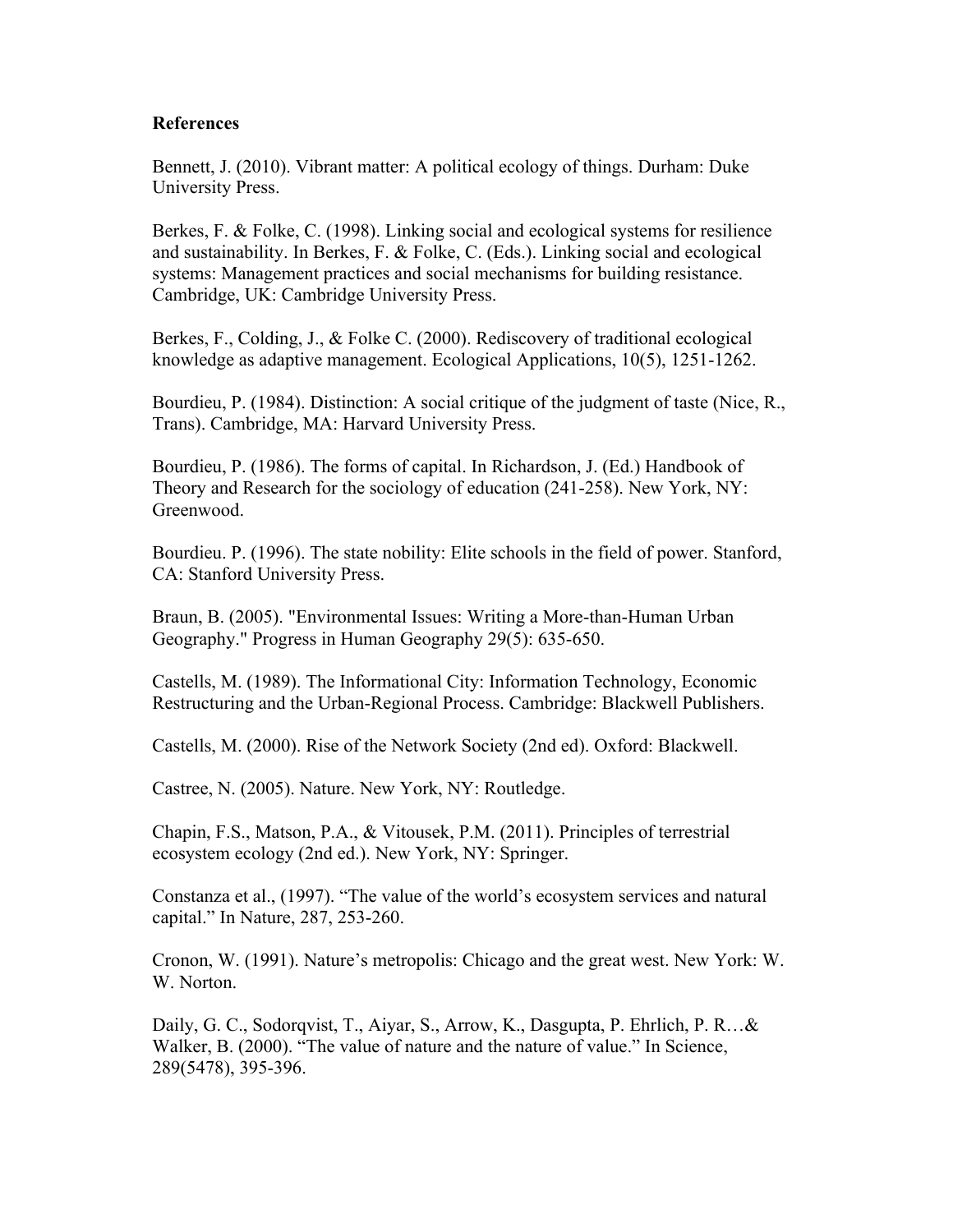**References**

Bennett, J. (2010). Vibrant matter: A political ecology of things. Durham: Duke University Press.

Berkes, F. & Folke, C. (1998). Linking social and ecological systems for resilience and sustainability. In Berkes, F. & Folke, C. (Eds.). Linking social and ecological systems: Management practices and social mechanisms for building resistance. Cambridge, UK: Cambridge University Press.

Berkes, F., Colding, J., & Folke C. (2000). Rediscovery of traditional ecological knowledge as adaptive management. Ecological Applications, 10(5), 1251-1262.

Bourdieu, P. (1984). Distinction: A social critique of the judgment of taste (Nice, R., Trans). Cambridge, MA: Harvard University Press.

Bourdieu, P. (1986). The forms of capital. In Richardson, J. (Ed.) Handbook of Theory and Research for the sociology of education (241-258). New York, NY: Greenwood.

Bourdieu. P. (1996). The state nobility: Elite schools in the field of power. Stanford, CA: Stanford University Press.

Braun, B. (2005). "Environmental Issues: Writing a More-than-Human Urban Geography." Progress in Human Geography 29(5): 635-650.

Castells, M. (1989). The Informational City: Information Technology, Economic Restructuring and the Urban-Regional Process. Cambridge: Blackwell Publishers.

Castells, M. (2000). Rise of the Network Society (2nd ed). Oxford: Blackwell.

Castree, N. (2005). Nature. New York, NY: Routledge.

Chapin, F.S., Matson, P.A., & Vitousek, P.M. (2011). Principles of terrestrial ecosystem ecology (2nd ed.). New York, NY: Springer.

Constanza et al., (1997). "The value of the world's ecosystem services and natural capital." In Nature, 287, 253-260.

Cronon, W. (1991). Nature's metropolis: Chicago and the great west. New York: W. W. Norton.

Daily, G. C., Sodorqvist, T., Aiyar, S., Arrow, K., Dasgupta, P. Ehrlich, P. R…& Walker, B. (2000). "The value of nature and the nature of value." In Science, 289(5478), 395-396.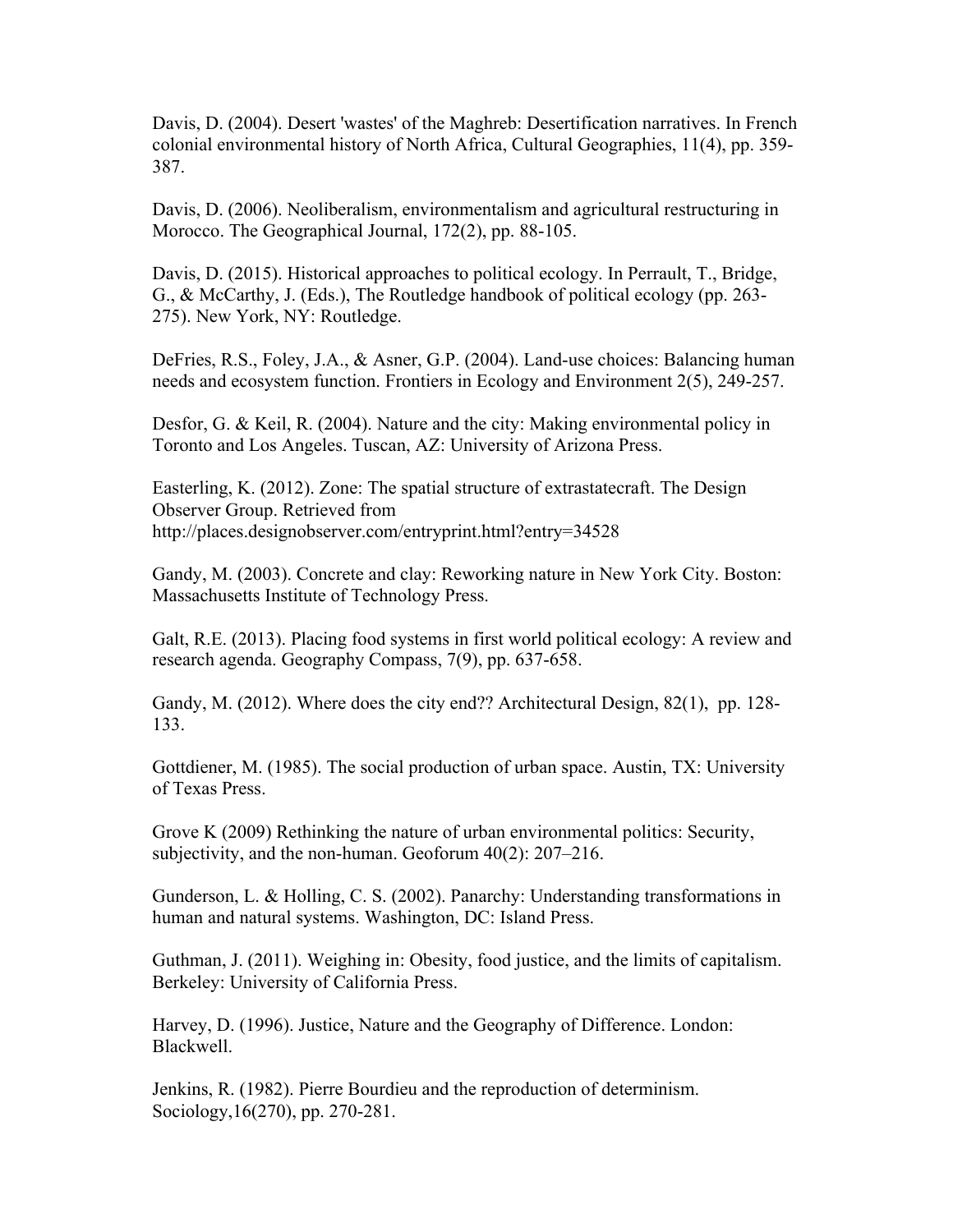Davis, D. (2004). Desert 'wastes' of the Maghreb: Desertification narratives. In French colonial environmental history of North Africa, Cultural Geographies, 11(4), pp. 359-387.

Davis, D. (2006). Neoliberalism, environmentalism and agricultural restructuring in Morocco. The Geographical Journal, 172(2), pp. 88-105.

Davis, D. (2015). Historical approaches to political ecology. In Perrault, T., Bridge, G., & McCarthy, J. (Eds.), The Routledge handbook of political ecology (pp. 263-275). New York, NY: Routledge.

DeFries, R.S., Foley, J.A., & Asner, G.P. (2004). Land-use choices: Balancing human needs and ecosystem function. Frontiers in Ecology and Environment 2(5), 249-257.

Desfor, G. & Keil, R. (2004). Nature and the city: Making environmental policy in Toronto and Los Angeles. Tuscan, AZ: University of Arizona Press.

Easterling, K. (2012). Zone: The spatial structure of extrastatecraft. The Design Observer Group. Retrieved from http://places.designobserver.com/entryprint.html?entry=34528

Gandy, M. (2003). Concrete and clay: Reworking nature in New York City. Boston: Massachusetts Institute of Technology Press.

Galt, R.E. (2013). Placing food systems in first world political ecology: A review and research agenda. Geography Compass, 7(9), pp. 637-658.

Gandy, M. (2012). Where does the city end?? Architectural Design, 82(1), pp. 128-133.

Gottdiener, M. (1985). The social production of urban space. Austin, TX: University of Texas Press.

Grove K (2009) Rethinking the nature of urban environmental politics: Security, subjectivity, and the non-human. Geoforum 40(2): 207–216.

Gunderson, L. & Holling, C. S. (2002). Panarchy: Understanding transformations in human and natural systems. Washington, DC: Island Press.

Guthman, J. (2011). Weighing in: Obesity, food justice, and the limits of capitalism. Berkeley: University of California Press.

Harvey, D. (1996). Justice, Nature and the Geography of Difference. London: Blackwell.

Jenkins, R. (1982). Pierre Bourdieu and the reproduction of determinism. Sociology,16(270), pp. 270-281.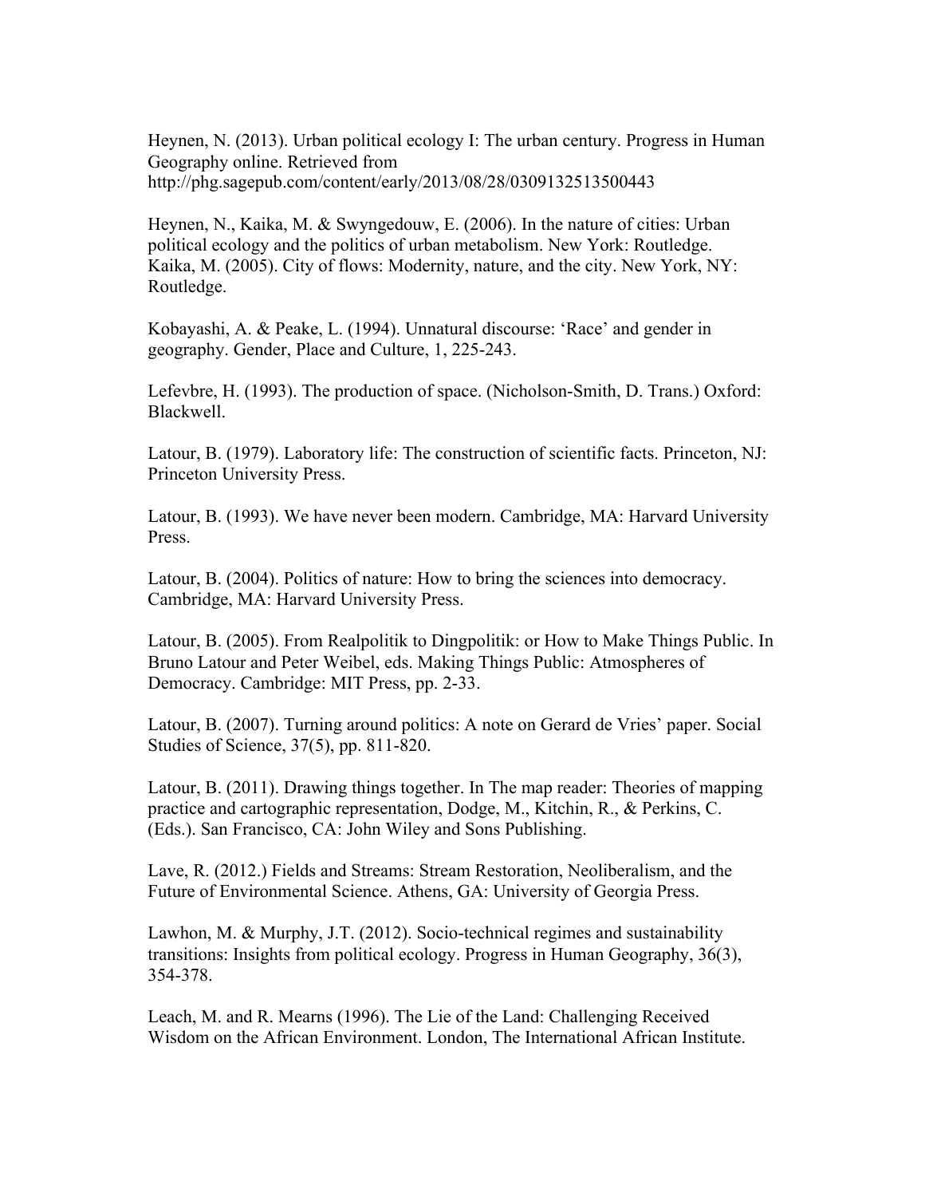Heynen, N. (2013). Urban political ecology I: The urban century. Progress in Human Geography online. Retrieved from http://phg.sagepub.com/content/early/2013/08/28/0309132513500443

Heynen, N., Kaika, M. & Swyngedouw, E. (2006). In the nature of cities: Urban political ecology and the politics of urban metabolism. New York: Routledge.
Kaika, M. (2005). City of flows: Modernity, nature, and the city. New York, NY: Routledge.

Kobayashi, A. & Peake, L. (1994). Unnatural discourse: 'Race' and gender in geography. Gender, Place and Culture, 1, 225-243.

Lefevbre, H. (1993). The production of space. (Nicholson-Smith, D. Trans.) Oxford: Blackwell.

Latour, B. (1979). Laboratory life: The construction of scientific facts. Princeton, NJ: Princeton University Press.

Latour, B. (1993). We have never been modern. Cambridge, MA: Harvard University Press.

Latour, B. (2004). Politics of nature: How to bring the sciences into democracy. Cambridge, MA: Harvard University Press.

Latour, B. (2005). From Realpolitik to Dingpolitik: or How to Make Things Public. In Bruno Latour and Peter Weibel, eds. Making Things Public: Atmospheres of Democracy. Cambridge: MIT Press, pp. 2-33.

Latour, B. (2007). Turning around politics: A note on Gerard de Vries' paper. Social Studies of Science, 37(5), pp. 811-820.

Latour, B. (2011). Drawing things together. In The map reader: Theories of mapping practice and cartographic representation, Dodge, M., Kitchin, R., & Perkins, C. (Eds.). San Francisco, CA: John Wiley and Sons Publishing.

Lave, R. (2012.) Fields and Streams: Stream Restoration, Neoliberalism, and the Future of Environmental Science. Athens, GA: University of Georgia Press.

Lawhon, M. & Murphy, J.T. (2012). Socio-technical regimes and sustainability transitions: Insights from political ecology. Progress in Human Geography, 36(3), 354-378.

Leach, M. and R. Mearns (1996). The Lie of the Land: Challenging Received Wisdom on the African Environment. London, The International African Institute.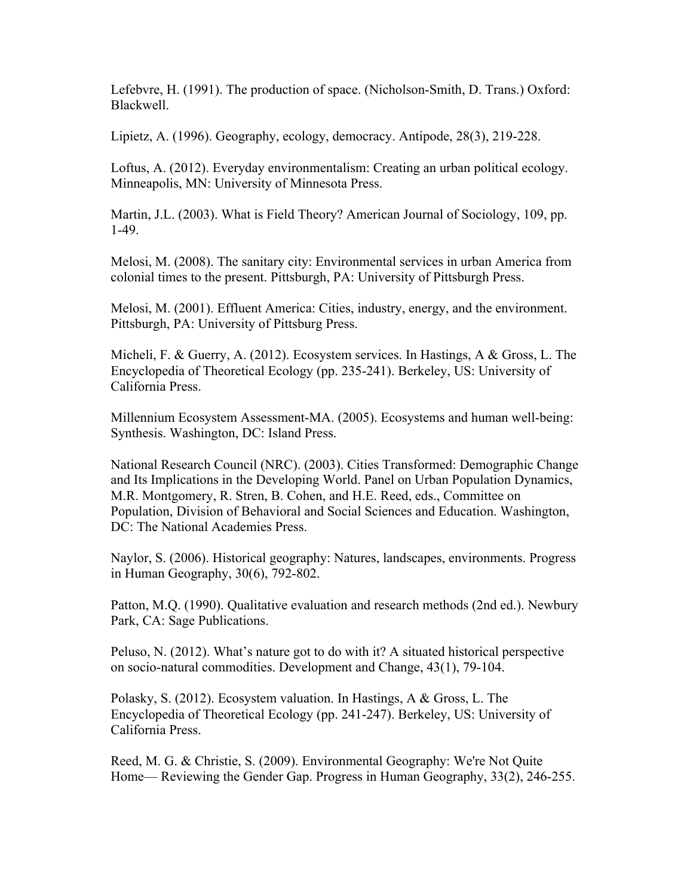Lefebvre, H. (1991). The production of space. (Nicholson-Smith, D. Trans.) Oxford: Blackwell.

Lipietz, A. (1996). Geography, ecology, democracy. Antipode, 28(3), 219-228.

Loftus, A. (2012). Everyday environmentalism: Creating an urban political ecology. Minneapolis, MN: University of Minnesota Press.

Martin, J.L. (2003). What is Field Theory? American Journal of Sociology, 109, pp. 1-49.

Melosi, M. (2008). The sanitary city: Environmental services in urban America from colonial times to the present. Pittsburgh, PA: University of Pittsburgh Press.

Melosi, M. (2001). Effluent America: Cities, industry, energy, and the environment. Pittsburgh, PA: University of Pittsburg Press.

Micheli, F. & Guerry, A. (2012). Ecosystem services. In Hastings, A & Gross, L. The Encyclopedia of Theoretical Ecology (pp. 235-241). Berkeley, US: University of California Press.

Millennium Ecosystem Assessment-MA. (2005). Ecosystems and human well-being: Synthesis. Washington, DC: Island Press.

National Research Council (NRC). (2003). Cities Transformed: Demographic Change and Its Implications in the Developing World. Panel on Urban Population Dynamics, M.R. Montgomery, R. Stren, B. Cohen, and H.E. Reed, eds., Committee on Population, Division of Behavioral and Social Sciences and Education. Washington, DC: The National Academies Press.

Naylor, S. (2006). Historical geography: Natures, landscapes, environments. Progress in Human Geography, 30(6), 792-802.

Patton, M.Q. (1990). Qualitative evaluation and research methods (2nd ed.). Newbury Park, CA: Sage Publications.

Peluso, N. (2012). What's nature got to do with it? A situated historical perspective on socio-natural commodities. Development and Change, 43(1), 79-104.

Polasky, S. (2012). Ecosystem valuation. In Hastings, A & Gross, L. The Encyclopedia of Theoretical Ecology (pp. 241-247). Berkeley, US: University of California Press.

Reed, M. G. & Christie, S. (2009). Environmental Geography: We're Not Quite Home— Reviewing the Gender Gap. Progress in Human Geography, 33(2), 246-255.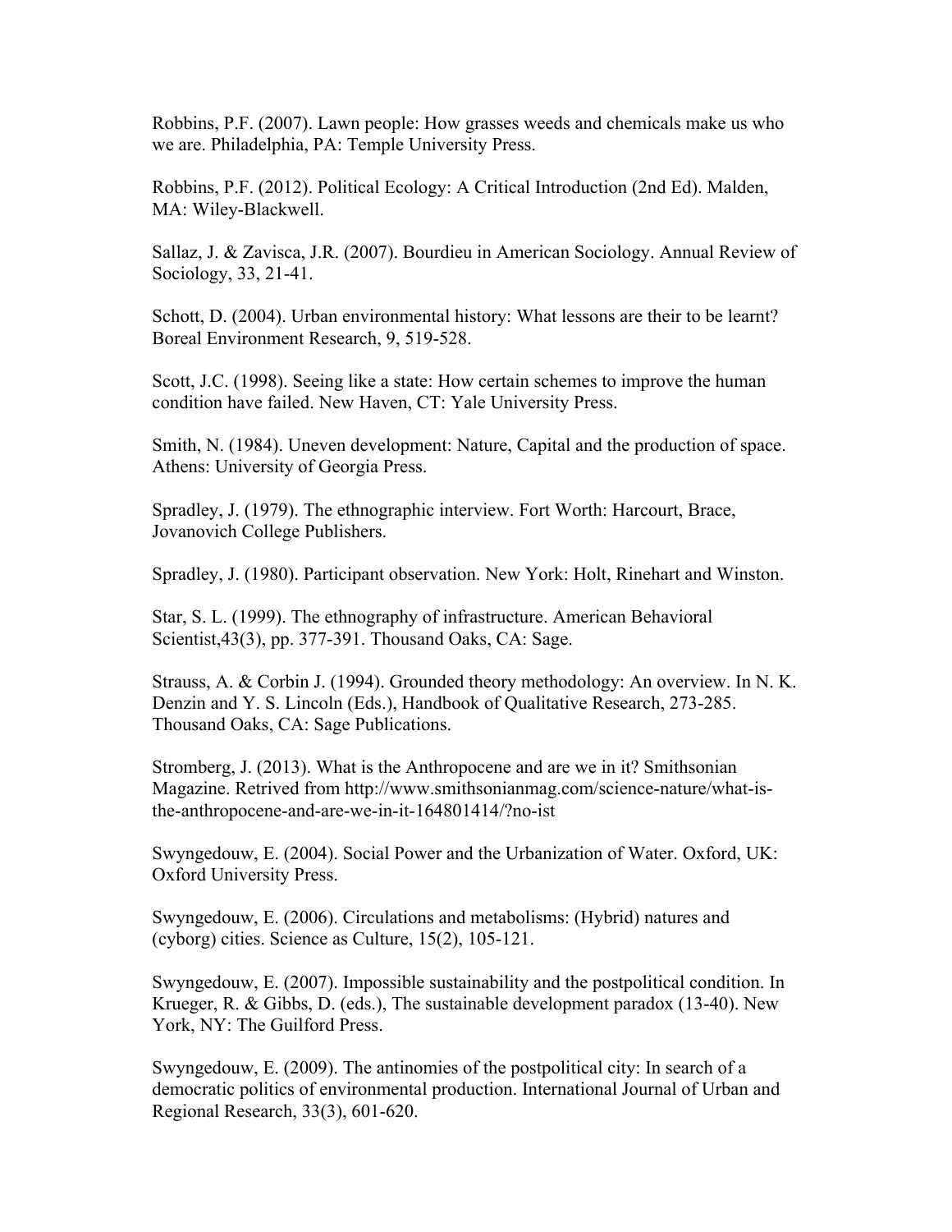Robbins, P.F. (2007). Lawn people: How grasses weeds and chemicals make us who we are. Philadelphia, PA: Temple University Press.

Robbins, P.F. (2012). Political Ecology: A Critical Introduction (2nd Ed). Malden, MA: Wiley-Blackwell.

Sallaz, J. & Zavisca, J.R. (2007). Bourdieu in American Sociology. Annual Review of Sociology, 33, 21-41.

Schott, D. (2004). Urban environmental history: What lessons are their to be learnt? Boreal Environment Research, 9, 519-528.

Scott, J.C. (1998). Seeing like a state: How certain schemes to improve the human condition have failed. New Haven, CT: Yale University Press.

Smith, N. (1984). Uneven development: Nature, Capital and the production of space. Athens: University of Georgia Press.

Spradley, J. (1979). The ethnographic interview. Fort Worth: Harcourt, Brace, Jovanovich College Publishers.

Spradley, J. (1980). Participant observation. New York: Holt, Rinehart and Winston.

Star, S. L. (1999). The ethnography of infrastructure. American Behavioral Scientist,43(3), pp. 377-391. Thousand Oaks, CA: Sage.

Strauss, A. & Corbin J. (1994). Grounded theory methodology: An overview. In N. K. Denzin and Y. S. Lincoln (Eds.), Handbook of Qualitative Research, 273-285. Thousand Oaks, CA: Sage Publications.

Stromberg, J. (2013). What is the Anthropocene and are we in it? Smithsonian Magazine. Retrived from http://www.smithsonianmag.com/science-nature/what-is-the-anthropocene-and-are-we-in-it-164801414/?no-ist

Swyngedouw, E. (2004). Social Power and the Urbanization of Water. Oxford, UK: Oxford University Press.

Swyngedouw, E. (2006). Circulations and metabolisms: (Hybrid) natures and (cyborg) cities. Science as Culture, 15(2), 105-121.

Swyngedouw, E. (2007). Impossible sustainability and the postpolitical condition. In Krueger, R. & Gibbs, D. (eds.), The sustainable development paradox (13-40). New York, NY: The Guilford Press.

Swyngedouw, E. (2009). The antinomies of the postpolitical city: In search of a democratic politics of environmental production. International Journal of Urban and Regional Research, 33(3), 601-620.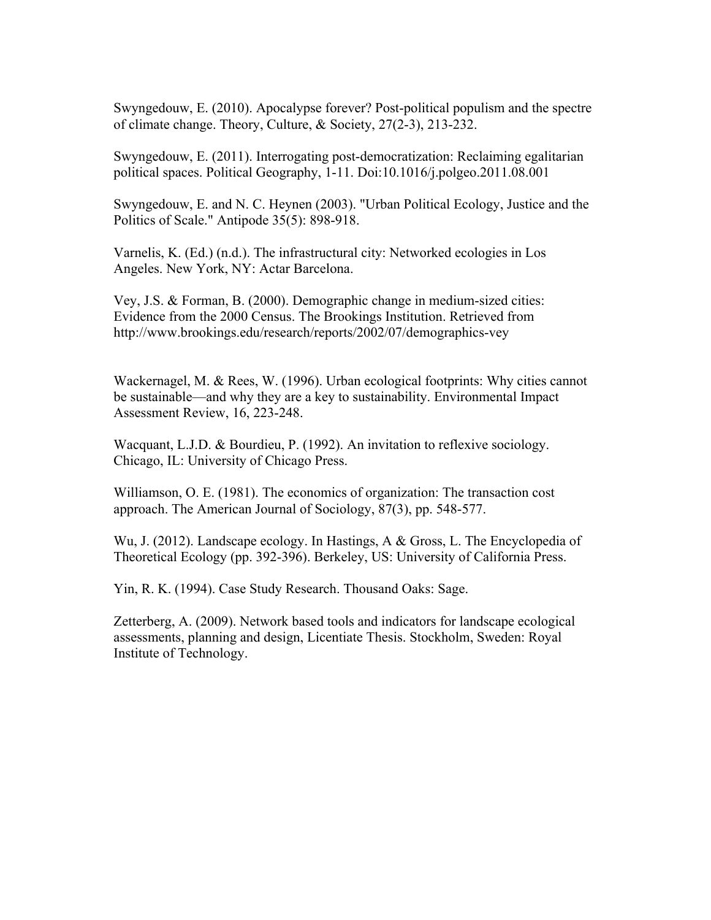Swyngedouw, E. (2010). Apocalypse forever? Post-political populism and the spectre of climate change. Theory, Culture, & Society, 27(2-3), 213-232.

Swyngedouw, E. (2011). Interrogating post-democratization: Reclaiming egalitarian political spaces. Political Geography, 1-11. Doi:10.1016/j.polgeo.2011.08.001

Swyngedouw, E. and N. C. Heynen (2003). "Urban Political Ecology, Justice and the Politics of Scale." Antipode 35(5): 898-918.

Varnelis, K. (Ed.) (n.d.). The infrastructural city: Networked ecologies in Los Angeles. New York, NY: Actar Barcelona.

Vey, J.S. & Forman, B. (2000). Demographic change in medium-sized cities: Evidence from the 2000 Census. The Brookings Institution. Retrieved from http://www.brookings.edu/research/reports/2002/07/demographics-vey

Wackernagel, M. & Rees, W. (1996). Urban ecological footprints: Why cities cannot be sustainable—and why they are a key to sustainability. Environmental Impact Assessment Review, 16, 223-248.

Wacquant, L.J.D. & Bourdieu, P. (1992). An invitation to reflexive sociology. Chicago, IL: University of Chicago Press.

Williamson, O. E. (1981). The economics of organization: The transaction cost approach. The American Journal of Sociology, 87(3), pp. 548-577.

Wu, J. (2012). Landscape ecology. In Hastings, A & Gross, L. The Encyclopedia of Theoretical Ecology (pp. 392-396). Berkeley, US: University of California Press.

Yin, R. K. (1994). Case Study Research. Thousand Oaks: Sage.

Zetterberg, A. (2009). Network based tools and indicators for landscape ecological assessments, planning and design, Licentiate Thesis. Stockholm, Sweden: Royal Institute of Technology.